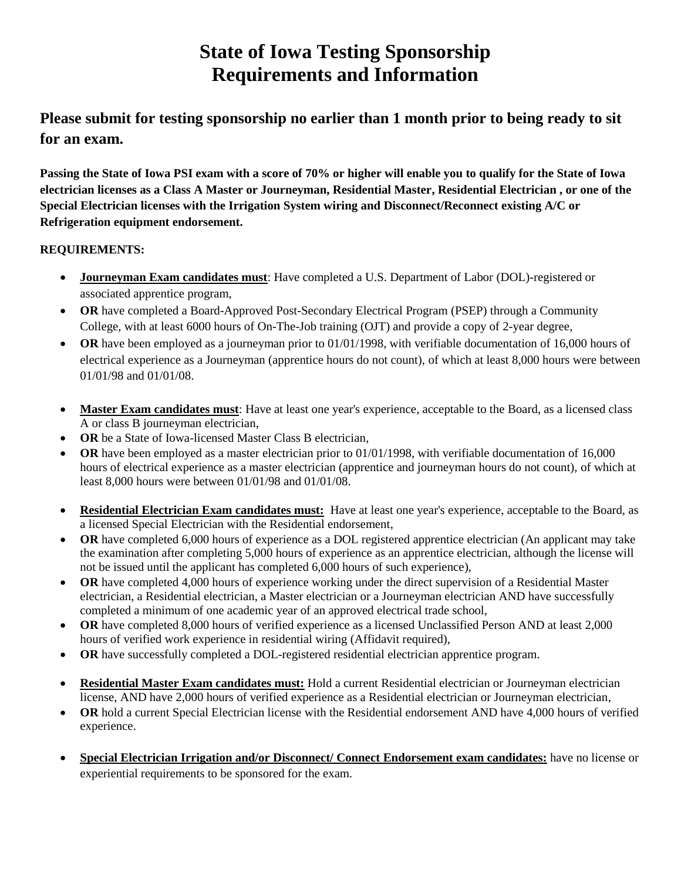# State of Iowa Testing Sponsorship Requirements and Information

## Please submit for testing sponsorship no earlier than 1 month prior to being ready to sit for an exam.

**Passing the State of Iowa PSI exam with a score of 70% or higher will enable you to qualify for the State of Iowa electrician licenses as a Class A Master or Journeyman, Residential Master, Residential Electrician , or one of the Special Electrician licenses with the Irrigation System wiring and Disconnect/Reconnect existing A/C or Refrigeration equipment endorsement.**

**REQUIREMENTS:**

- **Journeyman Exam candidates must**: Have completed a U.S. Department of Labor (DOL)-registered or associated apprentice program,
- **OR** have completed a Board-Approved Post-Secondary Electrical Program (PSEP) through a Community College, with at least 6000 hours of On-The-Job training (OJT) and provide a copy of 2-year degree,
- **OR** have been employed as a journeyman prior to 01/01/1998, with verifiable documentation of 16,000 hours of electrical experience as a Journeyman (apprentice hours do not count), of which at least 8,000 hours were between 01/01/98 and 01/01/08.

- **Master Exam candidates must**: Have at least one year's experience, acceptable to the Board, as a licensed class A or class B journeyman electrician,
- **OR** be a State of Iowa-licensed Master Class B electrician,
- **OR** have been employed as a master electrician prior to 01/01/1998, with verifiable documentation of 16,000 hours of electrical experience as a master electrician (apprentice and journeyman hours do not count), of which at least 8,000 hours were between 01/01/98 and 01/01/08.

- **Residential Electrician Exam candidates must:** Have at least one year's experience, acceptable to the Board, as a licensed Special Electrician with the Residential endorsement,
- **OR** have completed 6,000 hours of experience as a DOL registered apprentice electrician (An applicant may take the examination after completing 5,000 hours of experience as an apprentice electrician, although the license will not be issued until the applicant has completed 6,000 hours of such experience),
- **OR** have completed 4,000 hours of experience working under the direct supervision of a Residential Master electrician, a Residential electrician, a Master electrician or a Journeyman electrician AND have successfully completed a minimum of one academic year of an approved electrical trade school,
- **OR** have completed 8,000 hours of verified experience as a licensed Unclassified Person AND at least 2,000 hours of verified work experience in residential wiring (Affidavit required),
- **OR** have successfully completed a DOL-registered residential electrician apprentice program.

- **Residential Master Exam candidates must:** Hold a current Residential electrician or Journeyman electrician license, AND have 2,000 hours of verified experience as a Residential electrician or Journeyman electrician,
- **OR** hold a current Special Electrician license with the Residential endorsement AND have 4,000 hours of verified experience.

- **Special Electrician Irrigation and/or Disconnect/ Connect Endorsement exam candidates:** have no license or experiential requirements to be sponsored for the exam.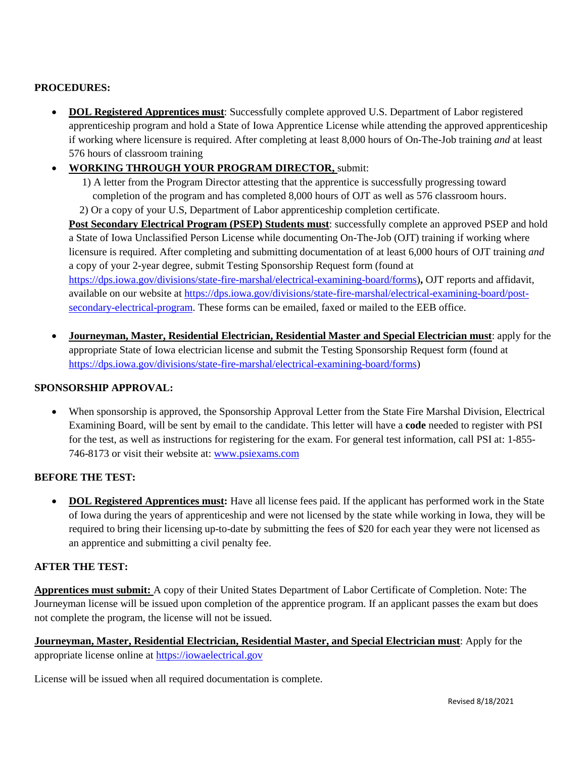**PROCEDURES:**

- **<u>DOL Registered Apprentices must</u>**: Successfully complete approved U.S. Department of Labor registered apprenticeship program and hold a State of Iowa Apprentice License while attending the approved apprenticeship if working where licensure is required. After completing at least 8,000 hours of On-The-Job training *and* at least 576 hours of classroom training
- **<u>WORKING THROUGH YOUR PROGRAM DIRECTOR,</u>** submit:
  1) A letter from the Program Director attesting that the apprentice is successfully progressing toward completion of the program and has completed 8,000 hours of OJT as well as 576 classroom hours.
  2) Or a copy of your U.S, Department of Labor apprenticeship completion certificate.

  **<u>Post Secondary Electrical Program (PSEP) Students must</u>**: successfully complete an approved PSEP and hold a State of Iowa Unclassified Person License while documenting On-The-Job (OJT) training if working where licensure is required. After completing and submitting documentation of at least 6,000 hours of OJT training *and* a copy of your 2-year degree, submit Testing Sponsorship Request form (found at https://dps.iowa.gov/divisions/state-fire-marshal/electrical-examining-board/forms)**,** OJT reports and affidavit, available on our website at https://dps.iowa.gov/divisions/state-fire-marshal/electrical-examining-board/post-secondary-electrical-program. These forms can be emailed, faxed or mailed to the EEB office.

- **<u>Journeyman, Master, Residential Electrician, Residential Master and Special Electrician must</u>**: apply for the appropriate State of Iowa electrician license and submit the Testing Sponsorship Request form (found at https://dps.iowa.gov/divisions/state-fire-marshal/electrical-examining-board/forms)

**SPONSORSHIP APPROVAL:**

- When sponsorship is approved, the Sponsorship Approval Letter from the State Fire Marshal Division, Electrical Examining Board, will be sent by email to the candidate. This letter will have a **code** needed to register with PSI for the test, as well as instructions for registering for the exam. For general test information, call PSI at: 1-855-746-8173 or visit their website at: www.psiexams.com

**BEFORE THE TEST:**

- **<u>DOL Registered Apprentices must:</u>** Have all license fees paid. If the applicant has performed work in the State of Iowa during the years of apprenticeship and were not licensed by the state while working in Iowa, they will be required to bring their licensing up-to-date by submitting the fees of $20 for each year they were not licensed as an apprentice and submitting a civil penalty fee.

**AFTER THE TEST:**

**<u>Apprentices must submit:</u>** A copy of their United States Department of Labor Certificate of Completion. Note: The Journeyman license will be issued upon completion of the apprentice program. If an applicant passes the exam but does not complete the program, the license will not be issued.

**<u>Journeyman, Master, Residential Electrician, Residential Master, and Special Electrician must</u>**: Apply for the appropriate license online at https://iowaelectrical.gov

License will be issued when all required documentation is complete.

Revised 8/18/2021